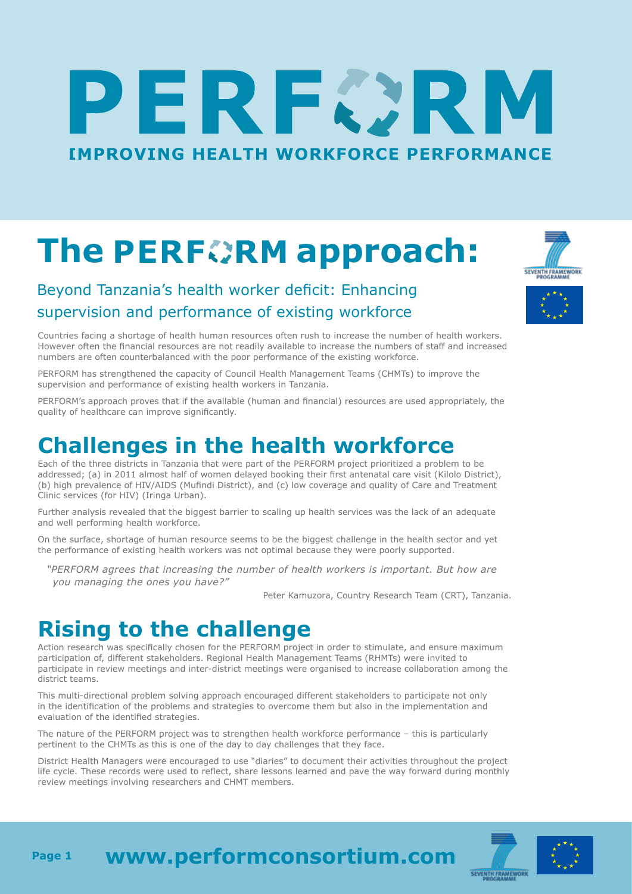# PERFORM

**IMPROVING HEALTH WORKFORCE PERFORMANCE**

# The PERFORM approach:

## Beyond Tanzania's health worker deficit: Enhancing supervision and performance of existing workforce

Countries facing a shortage of health human resources often rush to increase the number of health workers. However often the financial resources are not readily available to increase the numbers of staff and increased numbers are often counterbalanced with the poor performance of the existing workforce.

PERFORM has strengthened the capacity of Council Health Management Teams (CHMTs) to improve the supervision and performance of existing health workers in Tanzania.

PERFORM's approach proves that if the available (human and financial) resources are used appropriately, the quality of healthcare can improve significantly.

# Challenges in the health workforce

Each of the three districts in Tanzania that were part of the PERFORM project prioritized a problem to be addressed; (a) in 2011 almost half of women delayed booking their first antenatal care visit (Kilolo District), (b) high prevalence of HIV/AIDS (Mufindi District), and (c) low coverage and quality of Care and Treatment Clinic services (for HIV) (Iringa Urban).

Further analysis revealed that the biggest barrier to scaling up health services was the lack of an adequate and well performing health workforce.

On the surface, shortage of human resource seems to be the biggest challenge in the health sector and yet the performance of existing health workers was not optimal because they were poorly supported.

> *"PERFORM agrees that increasing the number of health workers is important. But how are you managing the ones you have?"*
>
> Peter Kamuzora, Country Research Team (CRT), Tanzania.

# Rising to the challenge

Action research was specifically chosen for the PERFORM project in order to stimulate, and ensure maximum participation of, different stakeholders. Regional Health Management Teams (RHMTs) were invited to participate in review meetings and inter-district meetings were organised to increase collaboration among the district teams.

This multi-directional problem solving approach encouraged different stakeholders to participate not only in the identification of the problems and strategies to overcome them but also in the implementation and evaluation of the identified strategies.

The nature of the PERFORM project was to strengthen health workforce performance – this is particularly pertinent to the CHMTs as this is one of the day to day challenges that they face.

District Health Managers were encouraged to use "diaries" to document their activities throughout the project life cycle. These records were used to reflect, share lessons learned and pave the way forward during monthly review meetings involving researchers and CHMT members.

**www.performconsortium.com**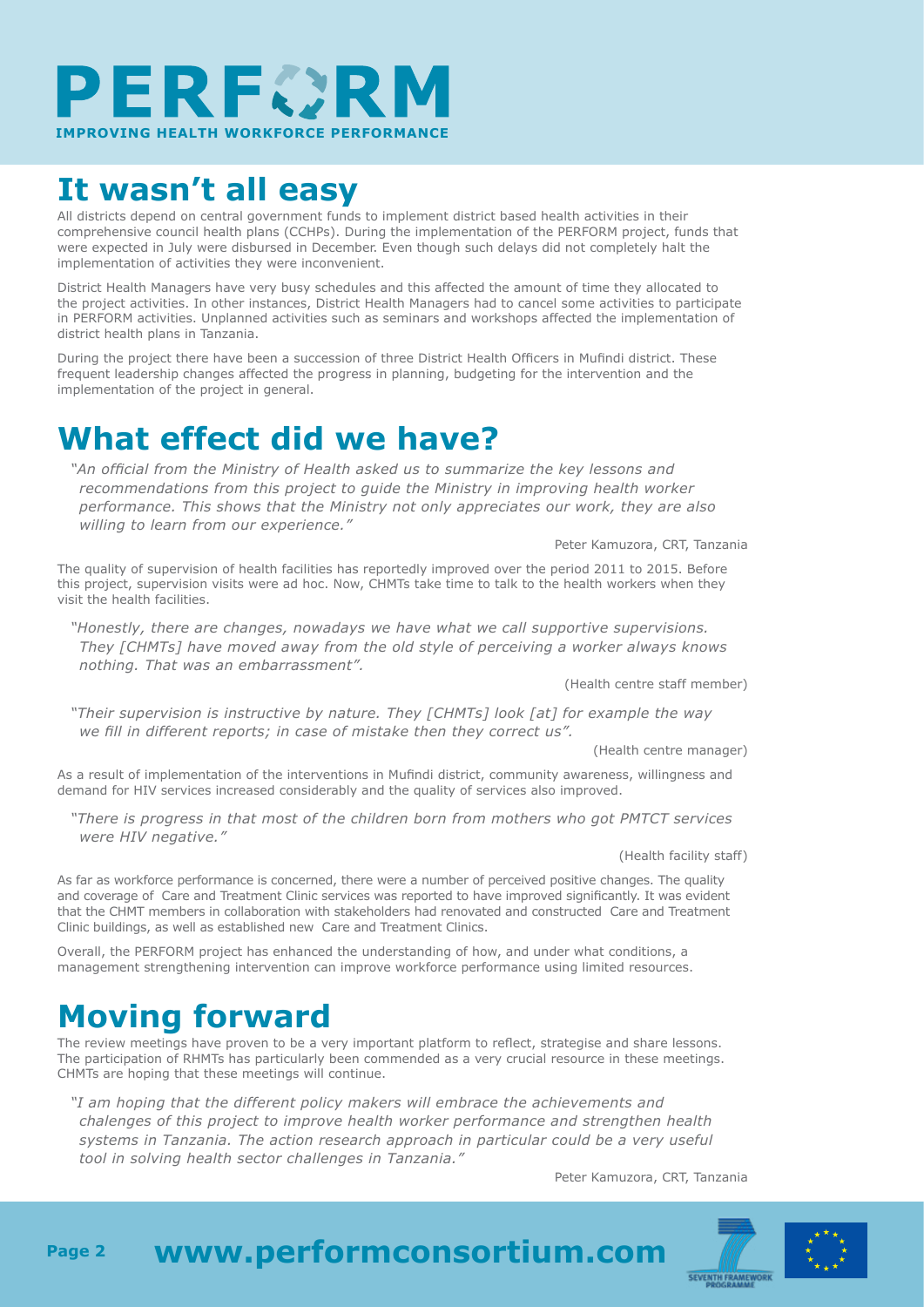# PERFORM

**IMPROVING HEALTH WORKFORCE PERFORMANCE**

## It wasn't all easy

All districts depend on central government funds to implement district based health activities in their comprehensive council health plans (CCHPs). During the implementation of the PERFORM project, funds that were expected in July were disbursed in December. Even though such delays did not completely halt the implementation of activities they were inconvenient.

District Health Managers have very busy schedules and this affected the amount of time they allocated to the project activities. In other instances, District Health Managers had to cancel some activities to participate in PERFORM activities. Unplanned activities such as seminars and workshops affected the implementation of district health plans in Tanzania.

During the project there have been a succession of three District Health Officers in Mufindi district. These frequent leadership changes affected the progress in planning, budgeting for the intervention and the implementation of the project in general.

## What effect did we have?

*"An official from the Ministry of Health asked us to summarize the key lessons and recommendations from this project to guide the Ministry in improving health worker performance. This shows that the Ministry not only appreciates our work, they are also willing to learn from our experience."*

Peter Kamuzora, CRT, Tanzania

The quality of supervision of health facilities has reportedly improved over the period 2011 to 2015. Before this project, supervision visits were ad hoc. Now, CHMTs take time to talk to the health workers when they visit the health facilities.

*"Honestly, there are changes, nowadays we have what we call supportive supervisions. They [CHMTs] have moved away from the old style of perceiving a worker always knows nothing. That was an embarrassment".*

(Health centre staff member)

*"Their supervision is instructive by nature. They [CHMTs] look [at] for example the way we fill in different reports; in case of mistake then they correct us".*

(Health centre manager)

As a result of implementation of the interventions in Mufindi district, community awareness, willingness and demand for HIV services increased considerably and the quality of services also improved.

*"There is progress in that most of the children born from mothers who got PMTCT services were HIV negative."*

(Health facility staff)

As far as workforce performance is concerned, there were a number of perceived positive changes. The quality and coverage of Care and Treatment Clinic services was reported to have improved significantly. It was evident that the CHMT members in collaboration with stakeholders had renovated and constructed Care and Treatment Clinic buildings, as well as established new Care and Treatment Clinics.

Overall, the PERFORM project has enhanced the understanding of how, and under what conditions, a management strengthening intervention can improve workforce performance using limited resources.

## Moving forward

The review meetings have proven to be a very important platform to reflect, strategise and share lessons. The participation of RHMTs has particularly been commended as a very crucial resource in these meetings. CHMTs are hoping that these meetings will continue.

*"I am hoping that the different policy makers will embrace the achievements and chalenges of this project to improve health worker performance and strengthen health systems in Tanzania. The action research approach in particular could be a very useful tool in solving health sector challenges in Tanzania."*

Peter Kamuzora, CRT, Tanzania

**www.performconsortium.com**